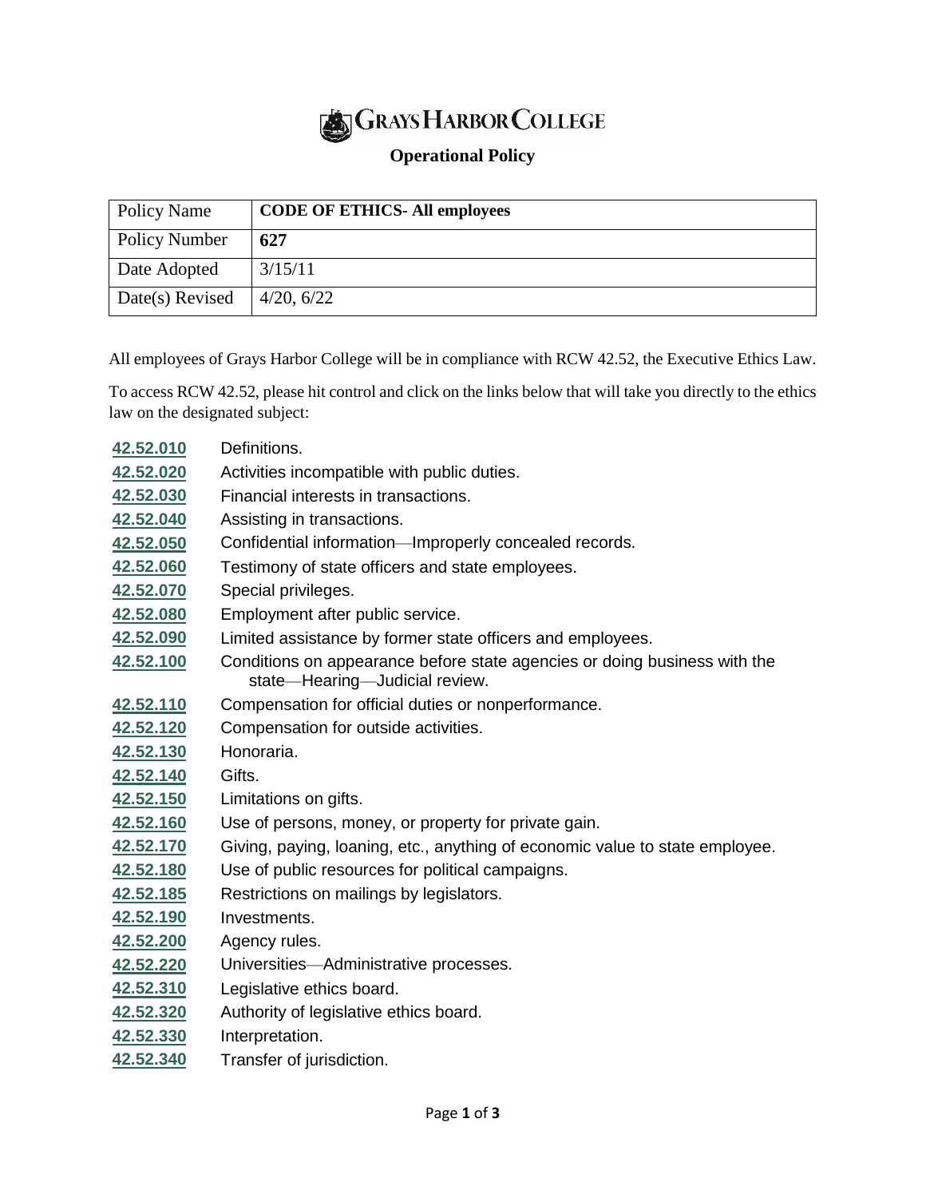# GRAYS HARBOR COLLEGE

## Operational Policy

| Policy Name | **CODE OF ETHICS- All employees** |
|---|---|
| Policy Number | **627** |
| Date Adopted | 3/15/11 |
| Date(s) Revised | 4/20, 6/22 |

All employees of Grays Harbor College will be in compliance with RCW 42.52, the Executive Ethics Law.

To access RCW 42.52, please hit control and click on the links below that will take you directly to the ethics law on the designated subject:

| | |
|---|---|
| **42.52.010** | Definitions. |
| **42.52.020** | Activities incompatible with public duties. |
| **42.52.030** | Financial interests in transactions. |
| **42.52.040** | Assisting in transactions. |
| **42.52.050** | Confidential information—Improperly concealed records. |
| **42.52.060** | Testimony of state officers and state employees. |
| **42.52.070** | Special privileges. |
| **42.52.080** | Employment after public service. |
| **42.52.090** | Limited assistance by former state officers and employees. |
| **42.52.100** | Conditions on appearance before state agencies or doing business with the state—Hearing—Judicial review. |
| **42.52.110** | Compensation for official duties or nonperformance. |
| **42.52.120** | Compensation for outside activities. |
| **42.52.130** | Honoraria. |
| **42.52.140** | Gifts. |
| **42.52.150** | Limitations on gifts. |
| **42.52.160** | Use of persons, money, or property for private gain. |
| **42.52.170** | Giving, paying, loaning, etc., anything of economic value to state employee. |
| **42.52.180** | Use of public resources for political campaigns. |
| **42.52.185** | Restrictions on mailings by legislators. |
| **42.52.190** | Investments. |
| **42.52.200** | Agency rules. |
| **42.52.220** | Universities—Administrative processes. |
| **42.52.310** | Legislative ethics board. |
| **42.52.320** | Authority of legislative ethics board. |
| **42.52.330** | Interpretation. |
| **42.52.340** | Transfer of jurisdiction. |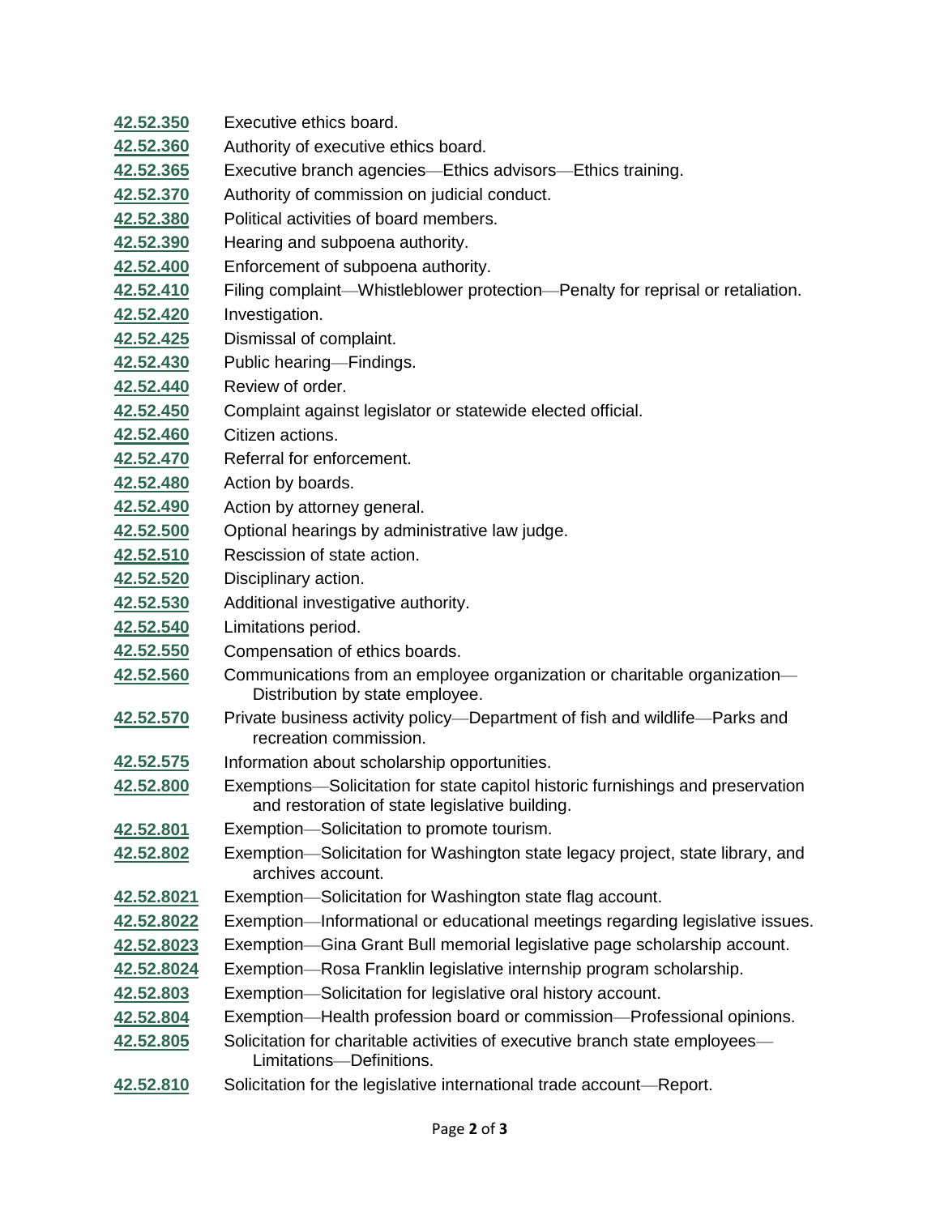| | |
|---|---|
| 42.52.350 | Executive ethics board. |
| 42.52.360 | Authority of executive ethics board. |
| 42.52.365 | Executive branch agencies—Ethics advisors—Ethics training. |
| 42.52.370 | Authority of commission on judicial conduct. |
| 42.52.380 | Political activities of board members. |
| 42.52.390 | Hearing and subpoena authority. |
| 42.52.400 | Enforcement of subpoena authority. |
| 42.52.410 | Filing complaint—Whistleblower protection—Penalty for reprisal or retaliation. |
| 42.52.420 | Investigation. |
| 42.52.425 | Dismissal of complaint. |
| 42.52.430 | Public hearing—Findings. |
| 42.52.440 | Review of order. |
| 42.52.450 | Complaint against legislator or statewide elected official. |
| 42.52.460 | Citizen actions. |
| 42.52.470 | Referral for enforcement. |
| 42.52.480 | Action by boards. |
| 42.52.490 | Action by attorney general. |
| 42.52.500 | Optional hearings by administrative law judge. |
| 42.52.510 | Rescission of state action. |
| 42.52.520 | Disciplinary action. |
| 42.52.530 | Additional investigative authority. |
| 42.52.540 | Limitations period. |
| 42.52.550 | Compensation of ethics boards. |
| 42.52.560 | Communications from an employee organization or charitable organization—Distribution by state employee. |
| 42.52.570 | Private business activity policy—Department of fish and wildlife—Parks and recreation commission. |
| 42.52.575 | Information about scholarship opportunities. |
| 42.52.800 | Exemptions—Solicitation for state capitol historic furnishings and preservation and restoration of state legislative building. |
| 42.52.801 | Exemption—Solicitation to promote tourism. |
| 42.52.802 | Exemption—Solicitation for Washington state legacy project, state library, and archives account. |
| 42.52.8021 | Exemption—Solicitation for Washington state flag account. |
| 42.52.8022 | Exemption—Informational or educational meetings regarding legislative issues. |
| 42.52.8023 | Exemption—Gina Grant Bull memorial legislative page scholarship account. |
| 42.52.8024 | Exemption—Rosa Franklin legislative internship program scholarship. |
| 42.52.803 | Exemption—Solicitation for legislative oral history account. |
| 42.52.804 | Exemption—Health profession board or commission—Professional opinions. |
| 42.52.805 | Solicitation for charitable activities of executive branch state employees—Limitations—Definitions. |
| 42.52.810 | Solicitation for the legislative international trade account—Report. |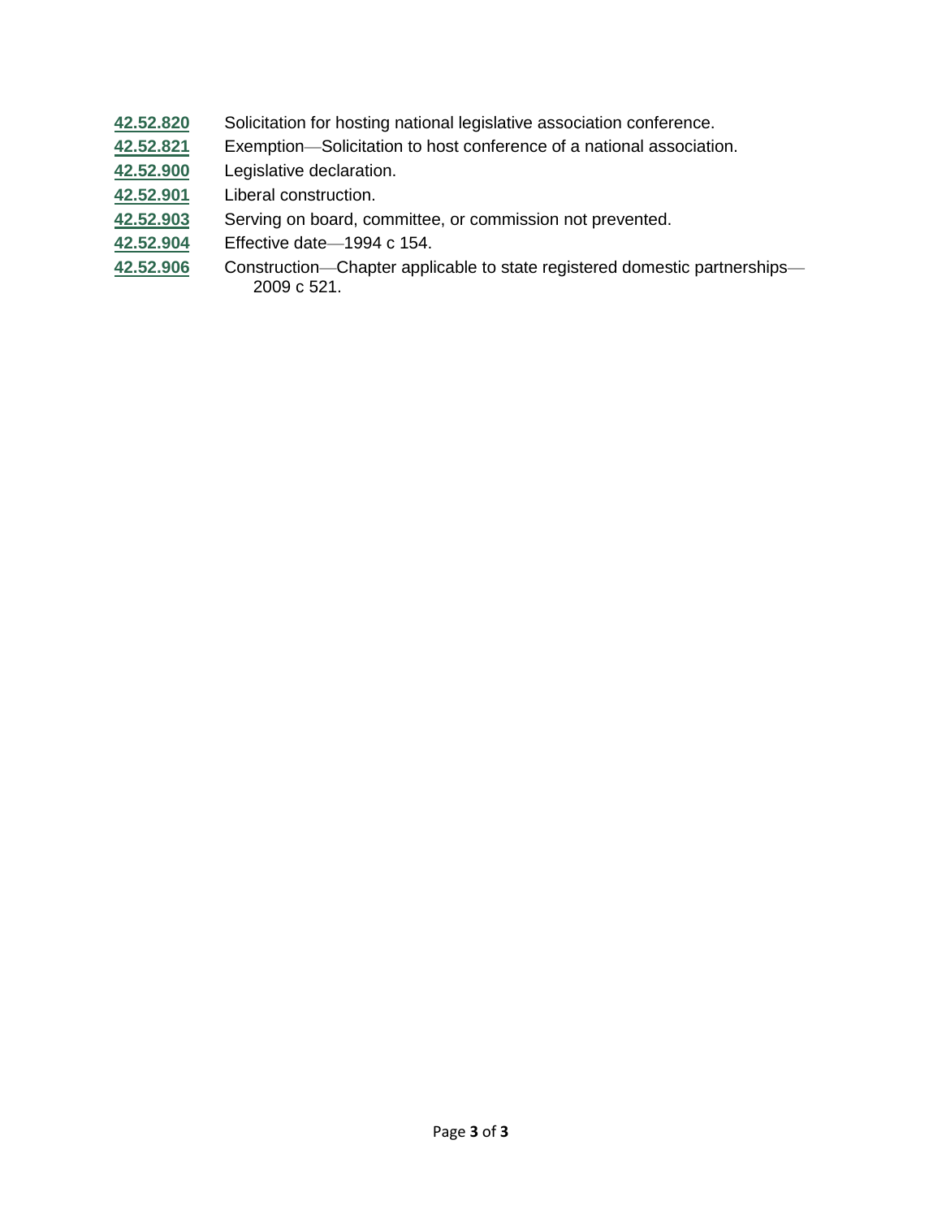| | |
|---|---|
| 42.52.820 | Solicitation for hosting national legislative association conference. |
| 42.52.821 | Exemption—Solicitation to host conference of a national association. |
| 42.52.900 | Legislative declaration. |
| 42.52.901 | Liberal construction. |
| 42.52.903 | Serving on board, committee, or commission not prevented. |
| 42.52.904 | Effective date—1994 c 154. |
| 42.52.906 | Construction—Chapter applicable to state registered domestic partnerships—2009 c 521. |